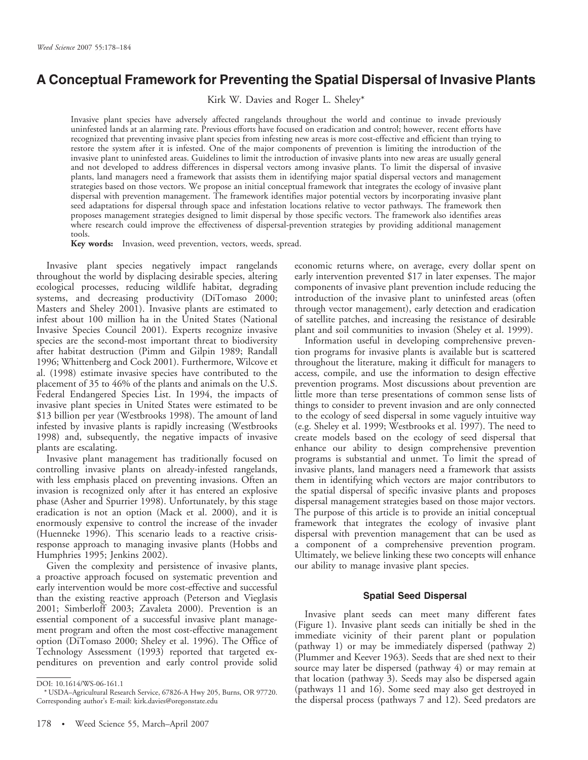# A Conceptual Framework for Preventing the Spatial Dispersal of Invasive Plants

Kirk W. Davies and Roger L. Sheley*

Invasive plant species have adversely affected rangelands throughout the world and continue to invade previously uninfested lands at an alarming rate. Previous efforts have focused on eradication and control; however, recent efforts have recognized that preventing invasive plant species from infesting new areas is more cost-effective and efficient than trying to restore the system after it is infested. One of the major components of prevention is limiting the introduction of the invasive plant to uninfested areas. Guidelines to limit the introduction of invasive plants into new areas are usually general and not developed to address differences in dispersal vectors among invasive plants. To limit the dispersal of invasive plants, land managers need a framework that assists them in identifying major spatial dispersal vectors and management strategies based on those vectors. We propose an initial conceptual framework that integrates the ecology of invasive plant dispersal with prevention management. The framework identifies major potential vectors by incorporating invasive plant seed adaptations for dispersal through space and infestation locations relative to vector pathways. The framework then proposes management strategies designed to limit dispersal by those specific vectors. The framework also identifies areas where research could improve the effectiveness of dispersal-prevention strategies by providing additional management tools.

**Key words:** Invasion, weed prevention, vectors, weeds, spread.

Invasive plant species negatively impact rangelands throughout the world by displacing desirable species, altering ecological processes, reducing wildlife habitat, degrading systems, and decreasing productivity (DiTomaso 2000; Masters and Sheley 2001). Invasive plants are estimated to infest about 100 million ha in the United States (National Invasive Species Council 2001). Experts recognize invasive species are the second-most important threat to biodiversity after habitat destruction (Pimm and Gilpin 1989; Randall 1996; Whittenberg and Cock 2001). Furthermore, Wilcove et al. (1998) estimate invasive species have contributed to the placement of 35 to 46% of the plants and animals on the U.S. Federal Endangered Species List. In 1994, the impacts of invasive plant species in United States were estimated to be $13 billion per year (Westbrooks 1998). The amount of land infested by invasive plants is rapidly increasing (Westbrooks 1998) and, subsequently, the negative impacts of invasive plants are escalating.

Invasive plant management has traditionally focused on controlling invasive plants on already-infested rangelands, with less emphasis placed on preventing invasions. Often an invasion is recognized only after it has entered an explosive phase (Asher and Spurrier 1998). Unfortunately, by this stage eradication is not an option (Mack et al. 2000), and it is enormously expensive to control the increase of the invader (Huenneke 1996). This scenario leads to a reactive crisis-response approach to managing invasive plants (Hobbs and Humphries 1995; Jenkins 2002).

Given the complexity and persistence of invasive plants, a proactive approach focused on systematic prevention and early intervention would be more cost-effective and successful than the existing reactive approach (Peterson and Vieglasis 2001; Simberloff 2003; Zavaleta 2000). Prevention is an essential component of a successful invasive plant management program and often the most cost-effective management option (DiTomaso 2000; Sheley et al. 1996). The Office of Technology Assessment (1993) reported that targeted expenditures on prevention and early control provide solid economic returns where, on average, every dollar spent on early intervention prevented $17 in later expenses. The major components of invasive plant prevention include reducing the introduction of the invasive plant to uninfested areas (often through vector management), early detection and eradication of satellite patches, and increasing the resistance of desirable plant and soil communities to invasion (Sheley et al. 1999).

Information useful in developing comprehensive prevention programs for invasive plants is available but is scattered throughout the literature, making it difficult for managers to access, compile, and use the information to design effective prevention programs. Most discussions about prevention are little more than terse presentations of common sense lists of things to consider to prevent invasion and are only connected to the ecology of seed dispersal in some vaguely intuitive way (e.g. Sheley et al. 1999; Westbrooks et al. 1997). The need to create models based on the ecology of seed dispersal that enhance our ability to design comprehensive prevention programs is substantial and unmet. To limit the spread of invasive plants, land managers need a framework that assists them in identifying which vectors are major contributors to the spatial dispersal of specific invasive plants and proposes dispersal management strategies based on those major vectors. The purpose of this article is to provide an initial conceptual framework that integrates the ecology of invasive plant dispersal with prevention management that can be used as a component of a comprehensive prevention program. Ultimately, we believe linking these two concepts will enhance our ability to manage invasive plant species.

## Spatial Seed Dispersal

Invasive plant seeds can meet many different fates (Figure 1). Invasive plant seeds can initially be shed in the immediate vicinity of their parent plant or population (pathway 1) or may be immediately dispersed (pathway 2) (Plummer and Keever 1963). Seeds that are shed next to their source may later be dispersed (pathway 4) or may remain at that location (pathway 3). Seeds may also be dispersed again (pathways 11 and 16). Some seed may also get destroyed in the dispersal process (pathways 7 and 12). Seed predators are

---

DOI: 10.1614/WS-06-161.1

* USDA–Agricultural Research Service, 67826-A Hwy 205, Burns, OR 97720. Corresponding author's E-mail: kirk.davies@oregonstate.edu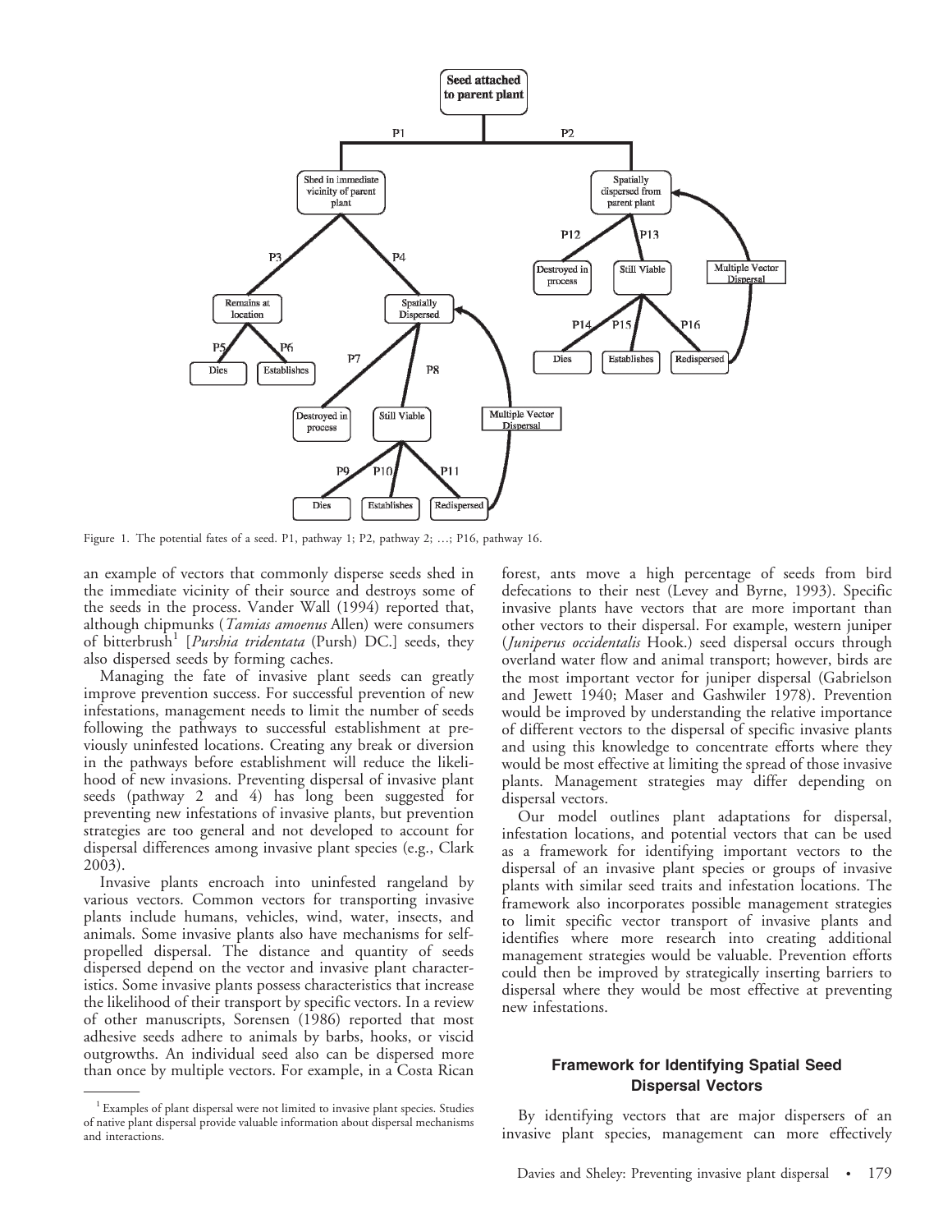Figure 1. The potential fates of a seed. P1, pathway 1; P2, pathway 2; …; P16, pathway 16.

an example of vectors that commonly disperse seeds shed in the immediate vicinity of their source and destroys some of the seeds in the process. Vander Wall (1994) reported that, although chipmunks (*Tamias amoenus* Allen) were consumers of bitterbrush[1] [*Purshia tridentata* (Pursh) DC.] seeds, they also dispersed seeds by forming caches.

Managing the fate of invasive plant seeds can greatly improve prevention success. For successful prevention of new infestations, management needs to limit the number of seeds following the pathways to successful establishment at previously uninfested locations. Creating any break or diversion in the pathways before establishment will reduce the likelihood of new invasions. Preventing dispersal of invasive plant seeds (pathway 2 and 4) has long been suggested for preventing new infestations of invasive plants, but prevention strategies are too general and not developed to account for dispersal differences among invasive plant species (e.g., Clark 2003).

Invasive plants encroach into uninfested rangeland by various vectors. Common vectors for transporting invasive plants include humans, vehicles, wind, water, insects, and animals. Some invasive plants also have mechanisms for self-propelled dispersal. The distance and quantity of seeds dispersed depend on the vector and invasive plant characteristics. Some invasive plants possess characteristics that increase the likelihood of their transport by specific vectors. In a review of other manuscripts, Sorensen (1986) reported that most adhesive seeds adhere to animals by barbs, hooks, or viscid outgrowths. An individual seed also can be dispersed more than once by multiple vectors. For example, in a Costa Rican forest, ants move a high percentage of seeds from bird defecations to their nest (Levey and Byrne, 1993). Specific invasive plants have vectors that are more important than other vectors to their dispersal. For example, western juniper (*Juniperus occidentalis* Hook.) seed dispersal occurs through overland water flow and animal transport; however, birds are the most important vector for juniper dispersal (Gabrielson and Jewett 1940; Maser and Gashwiler 1978). Prevention would be improved by understanding the relative importance of different vectors to the dispersal of specific invasive plants and using this knowledge to concentrate efforts where they would be most effective at limiting the spread of those invasive plants. Management strategies may differ depending on dispersal vectors.

Our model outlines plant adaptations for dispersal, infestation locations, and potential vectors that can be used as a framework for identifying important vectors to the dispersal of an invasive plant species or groups of invasive plants with similar seed traits and infestation locations. The framework also incorporates possible management strategies to limit specific vector transport of invasive plants and identifies where more research into creating additional management strategies would be valuable. Prevention efforts could then be improved by strategically inserting barriers to dispersal where they would be most effective at preventing new infestations.

## Framework for Identifying Spatial Seed Dispersal Vectors

By identifying vectors that are major dispersers of an invasive plant species, management can more effectively

[1] Examples of plant dispersal were not limited to invasive plant species. Studies of native plant dispersal provide valuable information about dispersal mechanisms and interactions.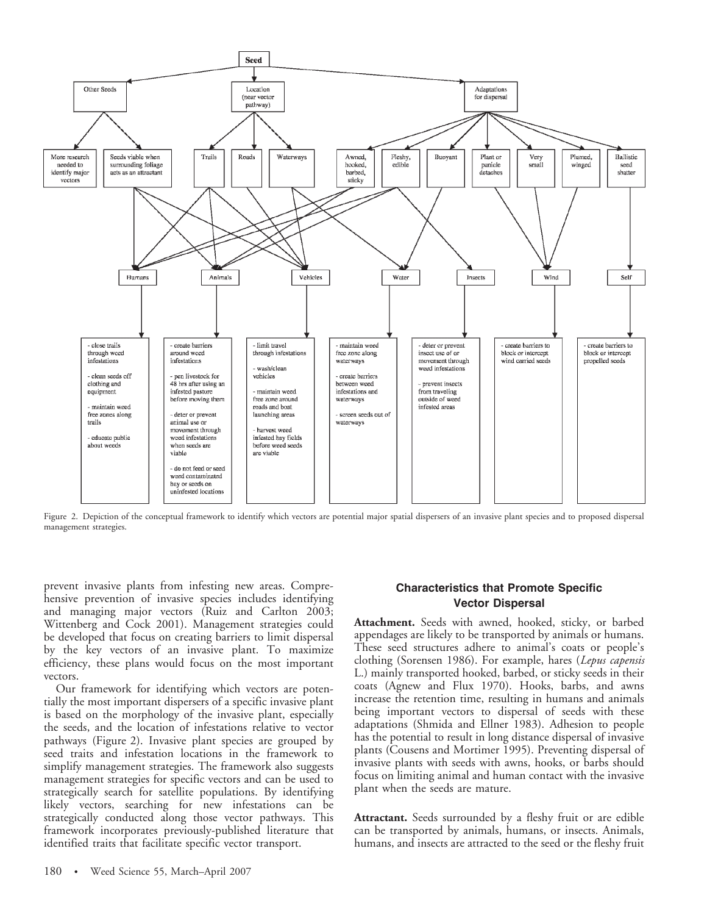Figure 2. Depiction of the conceptual framework to identify which vectors are potential major spatial dispersers of an invasive plant species and to proposed dispersal management strategies.

prevent invasive plants from infesting new areas. Comprehensive prevention of invasive species includes identifying and managing major vectors (Ruiz and Carlton 2003; Wittenberg and Cock 2001). Management strategies could be developed that focus on creating barriers to limit dispersal by the key vectors of an invasive plant. To maximize efficiency, these plans would focus on the most important vectors.

Our framework for identifying which vectors are potentially the most important dispersers of a specific invasive plant is based on the morphology of the invasive plant, especially the seeds, and the location of infestations relative to vector pathways (Figure 2). Invasive plant species are grouped by seed traits and infestation locations in the framework to simplify management strategies. The framework also suggests management strategies for specific vectors and can be used to strategically search for satellite populations. By identifying likely vectors, searching for new infestations can be strategically conducted along those vector pathways. This framework incorporates previously-published literature that identified traits that facilitate specific vector transport.

## Characteristics that Promote Specific Vector Dispersal

**Attachment.** Seeds with awned, hooked, sticky, or barbed appendages are likely to be transported by animals or humans. These seed structures adhere to animal's coats or people's clothing (Sorensen 1986). For example, hares (*Lepus capensis* L.) mainly transported hooked, barbed, or sticky seeds in their coats (Agnew and Flux 1970). Hooks, barbs, and awns increase the retention time, resulting in humans and animals being important vectors to dispersal of seeds with these adaptations (Shmida and Ellner 1983). Adhesion to people has the potential to result in long distance dispersal of invasive plants (Cousens and Mortimer 1995). Preventing dispersal of invasive plants with seeds with awns, hooks, or barbs should focus on limiting animal and human contact with the invasive plant when the seeds are mature.

**Attractant.** Seeds surrounded by a fleshy fruit or are edible can be transported by animals, humans, or insects. Animals, humans, and insects are attracted to the seed or the fleshy fruit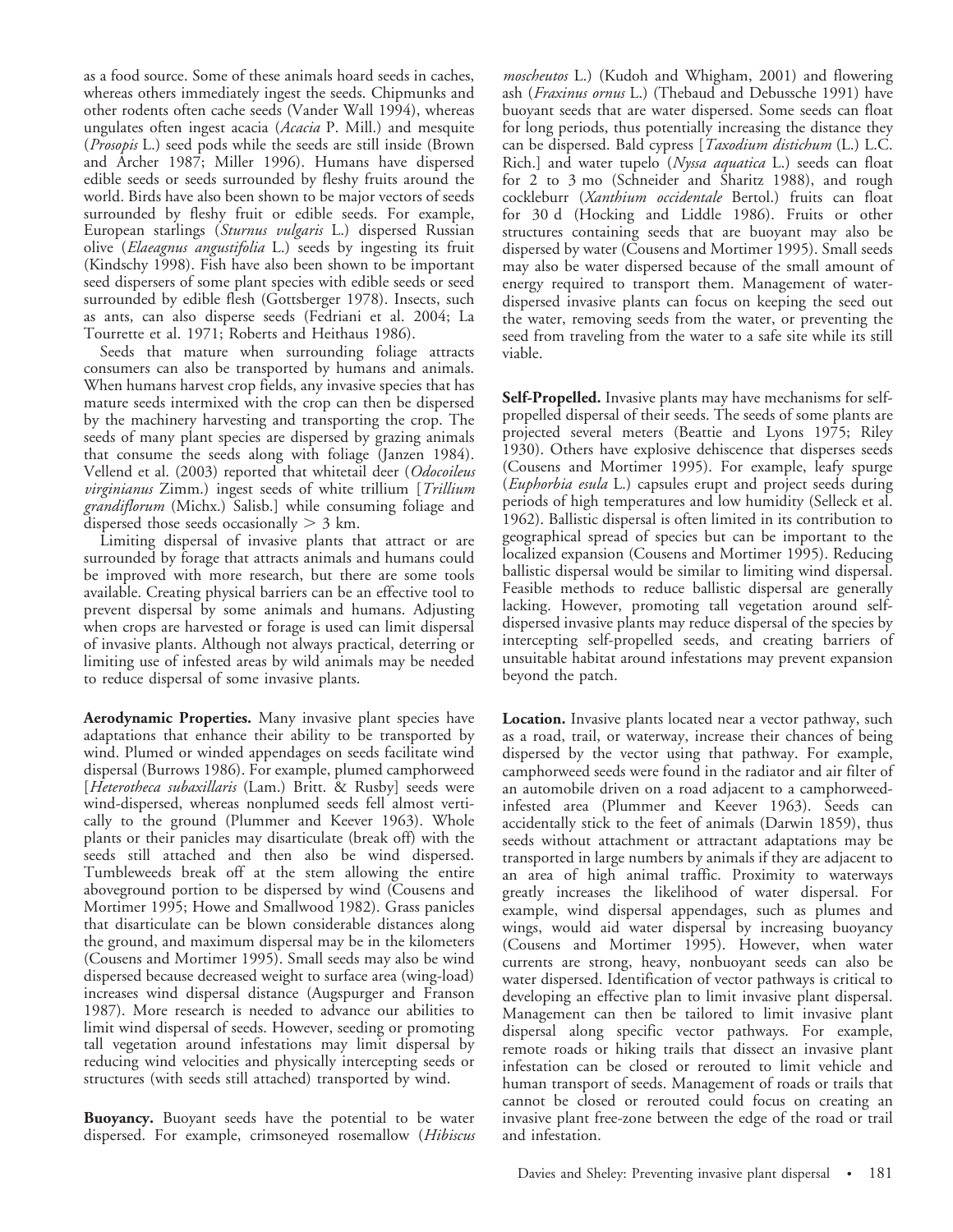as a food source. Some of these animals hoard seeds in caches, whereas others immediately ingest the seeds. Chipmunks and other rodents often cache seeds (Vander Wall 1994), whereas ungulates often ingest acacia (*Acacia* P. Mill.) and mesquite (*Prosopis* L.) seed pods while the seeds are still inside (Brown and Archer 1987; Miller 1996). Humans have dispersed edible seeds or seeds surrounded by fleshy fruits around the world. Birds have also been shown to be major vectors of seeds surrounded by fleshy fruit or edible seeds. For example, European starlings (*Sturnus vulgaris* L.) dispersed Russian olive (*Elaeagnus angustifolia* L.) seeds by ingesting its fruit (Kindschy 1998). Fish have also been shown to be important seed dispersers of some plant species with edible seeds or seed surrounded by edible flesh (Gottsberger 1978). Insects, such as ants, can also disperse seeds (Fedriani et al. 2004; La Tourrette et al. 1971; Roberts and Heithaus 1986).

Seeds that mature when surrounding foliage attracts consumers can also be transported by humans and animals. When humans harvest crop fields, any invasive species that has mature seeds intermixed with the crop can then be dispersed by the machinery harvesting and transporting the crop. The seeds of many plant species are dispersed by grazing animals that consume the seeds along with foliage (Janzen 1984). Vellend et al. (2003) reported that whitetail deer (*Odocoileus virginianus* Zimm.) ingest seeds of white trillium [*Trillium grandiflorum* (Michx.) Salisb.] while consuming foliage and dispersed those seeds occasionally $> 3$ km.

Limiting dispersal of invasive plants that attract or are surrounded by forage that attracts animals and humans could be improved with more research, but there are some tools available. Creating physical barriers can be an effective tool to prevent dispersal by some animals and humans. Adjusting when crops are harvested or forage is used can limit dispersal of invasive plants. Although not always practical, deterring or limiting use of infested areas by wild animals may be needed to reduce dispersal of some invasive plants.

**Aerodynamic Properties.** Many invasive plant species have adaptations that enhance their ability to be transported by wind. Plumed or winded appendages on seeds facilitate wind dispersal (Burrows 1986). For example, plumed camphorweed [*Heterotheca subaxillaris* (Lam.) Britt. & Rusby] seeds were wind-dispersed, whereas nonplumed seeds fell almost vertically to the ground (Plummer and Keever 1963). Whole plants or their panicles may disarticulate (break off) with the seeds still attached and then also be wind dispersed. Tumbleweeds break off at the stem allowing the entire aboveground portion to be dispersed by wind (Cousens and Mortimer 1995; Howe and Smallwood 1982). Grass panicles that disarticulate can be blown considerable distances along the ground, and maximum dispersal may be in the kilometers (Cousens and Mortimer 1995). Small seeds may also be wind dispersed because decreased weight to surface area (wing-load) increases wind dispersal distance (Augspurger and Franson 1987). More research is needed to advance our abilities to limit wind dispersal of seeds. However, seeding or promoting tall vegetation around infestations may limit dispersal by reducing wind velocities and physically intercepting seeds or structures (with seeds still attached) transported by wind.

**Buoyancy.** Buoyant seeds have the potential to be water dispersed. For example, crimsoneyed rosemallow (*Hibiscus moscheutos* L.) (Kudoh and Whigham, 2001) and flowering ash (*Fraxinus ornus* L.) (Thebaud and Debussche 1991) have buoyant seeds that are water dispersed. Some seeds can float for long periods, thus potentially increasing the distance they can be dispersed. Bald cypress [*Taxodium distichum* (L.) L.C. Rich.] and water tupelo (*Nyssa aquatica* L.) seeds can float for 2 to 3 mo (Schneider and Sharitz 1988), and rough cockleburr (*Xanthium occidentale* Bertol.) fruits can float for 30 d (Hocking and Liddle 1986). Fruits or other structures containing seeds that are buoyant may also be dispersed by water (Cousens and Mortimer 1995). Small seeds may also be water dispersed because of the small amount of energy required to transport them. Management of water-dispersed invasive plants can focus on keeping the seed out the water, removing seeds from the water, or preventing the seed from traveling from the water to a safe site while its still viable.

**Self-Propelled.** Invasive plants may have mechanisms for self-propelled dispersal of their seeds. The seeds of some plants are projected several meters (Beattie and Lyons 1975; Riley 1930). Others have explosive dehiscence that disperses seeds (Cousens and Mortimer 1995). For example, leafy spurge (*Euphorbia esula* L.) capsules erupt and project seeds during periods of high temperatures and low humidity (Selleck et al. 1962). Ballistic dispersal is often limited in its contribution to geographical spread of species but can be important to the localized expansion (Cousens and Mortimer 1995). Reducing ballistic dispersal would be similar to limiting wind dispersal. Feasible methods to reduce ballistic dispersal are generally lacking. However, promoting tall vegetation around self-dispersed invasive plants may reduce dispersal of the species by intercepting self-propelled seeds, and creating barriers of unsuitable habitat around infestations may prevent expansion beyond the patch.

**Location.** Invasive plants located near a vector pathway, such as a road, trail, or waterway, increase their chances of being dispersed by the vector using that pathway. For example, camphorweed seeds were found in the radiator and air filter of an automobile driven on a road adjacent to a camphorweed-infested area (Plummer and Keever 1963). Seeds can accidentally stick to the feet of animals (Darwin 1859), thus seeds without attachment or attractant adaptations may be transported in large numbers by animals if they are adjacent to an area of high animal traffic. Proximity to waterways greatly increases the likelihood of water dispersal. For example, wind dispersal appendages, such as plumes and wings, would aid water dispersal by increasing buoyancy (Cousens and Mortimer 1995). However, when water currents are strong, heavy, nonbuoyant seeds can also be water dispersed. Identification of vector pathways is critical to developing an effective plan to limit invasive plant dispersal. Management can then be tailored to limit invasive plant dispersal along specific vector pathways. For example, remote roads or hiking trails that dissect an invasive plant infestation can be closed or rerouted to limit vehicle and human transport of seeds. Management of roads or trails that cannot be closed or rerouted could focus on creating an invasive plant free-zone between the edge of the road or trail and infestation.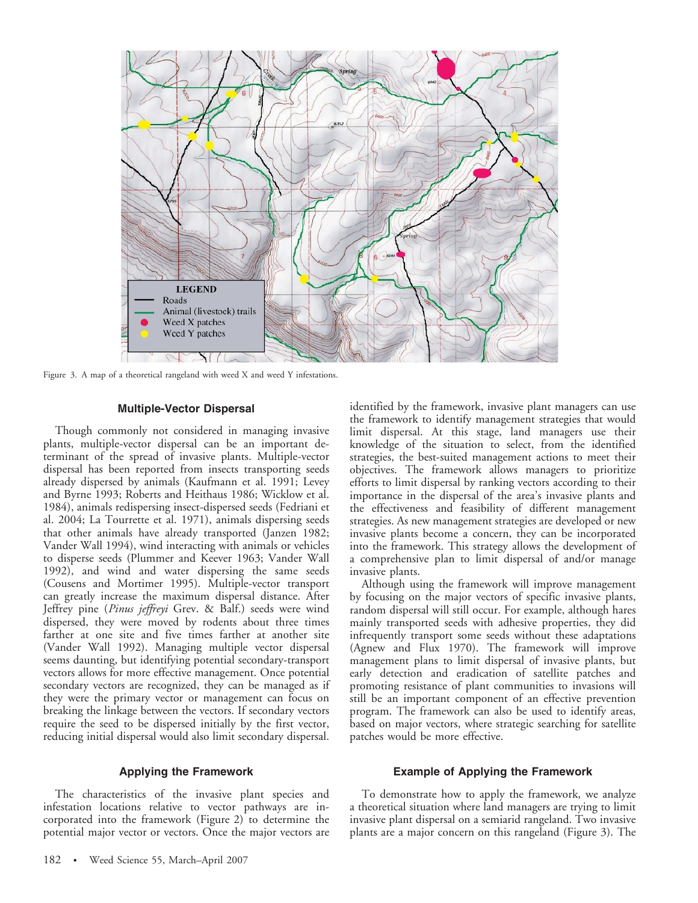LEGEND
Roads
Animal (livestock) trails
Weed X patches
Weed Y patches

Figure 3. A map of a theoretical rangeland with weed X and weed Y infestations.

### Multiple-Vector Dispersal

Though commonly not considered in managing invasive plants, multiple-vector dispersal can be an important determinant of the spread of invasive plants. Multiple-vector dispersal has been reported from insects transporting seeds already dispersed by animals (Kaufmann et al. 1991; Levey and Byrne 1993; Roberts and Heithaus 1986; Wicklow et al. 1984), animals redispersing insect-dispersed seeds (Fedriani et al. 2004; La Tourrette et al. 1971), animals dispersing seeds that other animals have already transported (Janzen 1982; Vander Wall 1994), wind interacting with animals or vehicles to disperse seeds (Plummer and Keever 1963; Vander Wall 1992), and wind and water dispersing the same seeds (Cousens and Mortimer 1995). Multiple-vector transport can greatly increase the maximum dispersal distance. After Jeffrey pine (*Pinus jeffreyi* Grev. & Balf.) seeds were wind dispersed, they were moved by rodents about three times farther at one site and five times farther at another site (Vander Wall 1992). Managing multiple vector dispersal seems daunting, but identifying potential secondary-transport vectors allows for more effective management. Once potential secondary vectors are recognized, they can be managed as if they were the primary vector or management can focus on breaking the linkage between the vectors. If secondary vectors require the seed to be dispersed initially by the first vector, reducing initial dispersal would also limit secondary dispersal.

### Applying the Framework

The characteristics of the invasive plant species and infestation locations relative to vector pathways are incorporated into the framework (Figure 2) to determine the potential major vector or vectors. Once the major vectors are identified by the framework, invasive plant managers can use the framework to identify management strategies that would limit dispersal. At this stage, land managers use their knowledge of the situation to select, from the identified strategies, the best-suited management actions to meet their objectives. The framework allows managers to prioritize efforts to limit dispersal by ranking vectors according to their importance in the dispersal of the area's invasive plants and the effectiveness and feasibility of different management strategies. As new management strategies are developed or new invasive plants become a concern, they can be incorporated into the framework. This strategy allows the development of a comprehensive plan to limit dispersal of and/or manage invasive plants.

Although using the framework will improve management by focusing on the major vectors of specific invasive plants, random dispersal will still occur. For example, although hares mainly transported seeds with adhesive properties, they did infrequently transport some seeds without these adaptations (Agnew and Flux 1970). The framework will improve management plans to limit dispersal of invasive plants, but early detection and eradication of satellite patches and promoting resistance of plant communities to invasions will still be an important component of an effective prevention program. The framework can also be used to identify areas, based on major vectors, where strategic searching for satellite patches would be more effective.

### Example of Applying the Framework

To demonstrate how to apply the framework, we analyze a theoretical situation where land managers are trying to limit invasive plant dispersal on a semiarid rangeland. Two invasive plants are a major concern on this rangeland (Figure 3). The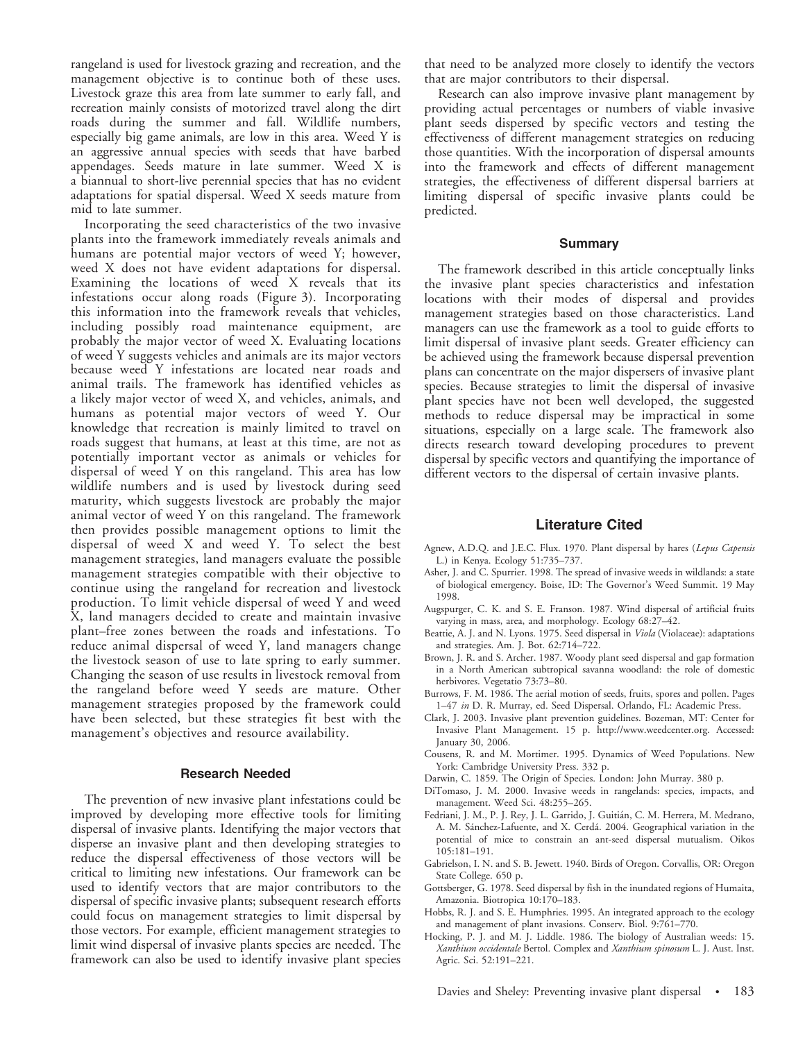rangeland is used for livestock grazing and recreation, and the management objective is to continue both of these uses. Livestock graze this area from late summer to early fall, and recreation mainly consists of motorized travel along the dirt roads during the summer and fall. Wildlife numbers, especially big game animals, are low in this area. Weed Y is an aggressive annual species with seeds that have barbed appendages. Seeds mature in late summer. Weed X is a biannual to short-live perennial species that has no evident adaptations for spatial dispersal. Weed X seeds mature from mid to late summer.

Incorporating the seed characteristics of the two invasive plants into the framework immediately reveals animals and humans are potential major vectors of weed Y; however, weed X does not have evident adaptations for dispersal. Examining the locations of weed X reveals that its infestations occur along roads (Figure 3). Incorporating this information into the framework reveals that vehicles, including possibly road maintenance equipment, are probably the major vector of weed X. Evaluating locations of weed Y suggests vehicles and animals are its major vectors because weed Y infestations are located near roads and animal trails. The framework has identified vehicles as a likely major vector of weed X, and vehicles, animals, and humans as potential major vectors of weed Y. Our knowledge that recreation is mainly limited to travel on roads suggest that humans, at least at this time, are not as potentially important vector as animals or vehicles for dispersal of weed Y on this rangeland. This area has low wildlife numbers and is used by livestock during seed maturity, which suggests livestock are probably the major animal vector of weed Y on this rangeland. The framework then provides possible management options to limit the dispersal of weed X and weed Y. To select the best management strategies, land managers evaluate the possible management strategies compatible with their objective to continue using the rangeland for recreation and livestock production. To limit vehicle dispersal of weed Y and weed X, land managers decided to create and maintain invasive plant–free zones between the roads and infestations. To reduce animal dispersal of weed Y, land managers change the livestock season of use to late spring to early summer. Changing the season of use results in livestock removal from the rangeland before weed Y seeds are mature. Other management strategies proposed by the framework could have been selected, but these strategies fit best with the management's objectives and resource availability.

## Research Needed

The prevention of new invasive plant infestations could be improved by developing more effective tools for limiting dispersal of invasive plants. Identifying the major vectors that disperse an invasive plant and then developing strategies to reduce the dispersal effectiveness of those vectors will be critical to limiting new infestations. Our framework can be used to identify vectors that are major contributors to the dispersal of specific invasive plants; subsequent research efforts could focus on management strategies to limit dispersal by those vectors. For example, efficient management strategies to limit wind dispersal of invasive plants species are needed. The framework can also be used to identify invasive plant species that need to be analyzed more closely to identify the vectors that are major contributors to their dispersal.

Research can also improve invasive plant management by providing actual percentages or numbers of viable invasive plant seeds dispersed by specific vectors and testing the effectiveness of different management strategies on reducing those quantities. With the incorporation of dispersal amounts into the framework and effects of different management strategies, the effectiveness of different dispersal barriers at limiting dispersal of specific invasive plants could be predicted.

## Summary

The framework described in this article conceptually links the invasive plant species characteristics and infestation locations with their modes of dispersal and provides management strategies based on those characteristics. Land managers can use the framework as a tool to guide efforts to limit dispersal of invasive plant seeds. Greater efficiency can be achieved using the framework because dispersal prevention plans can concentrate on the major dispersers of invasive plant species. Because strategies to limit the dispersal of invasive plant species have not been well developed, the suggested methods to reduce dispersal may be impractical in some situations, especially on a large scale. The framework also directs research toward developing procedures to prevent dispersal by specific vectors and quantifying the importance of different vectors to the dispersal of certain invasive plants.

## Literature Cited

Agnew, A.D.Q. and J.E.C. Flux. 1970. Plant dispersal by hares (*Lepus Capensis* L.) in Kenya. Ecology 51:735–737.

Asher, J. and C. Spurrier. 1998. The spread of invasive weeds in wildlands: a state of biological emergency. Boise, ID: The Governor's Weed Summit. 19 May 1998.

Augspurger, C. K. and S. E. Franson. 1987. Wind dispersal of artificial fruits varying in mass, area, and morphology. Ecology 68:27–42.

Beattie, A. J. and N. Lyons. 1975. Seed dispersal in *Viola* (Violaceae): adaptations and strategies. Am. J. Bot. 62:714–722.

Brown, J. R. and S. Archer. 1987. Woody plant seed dispersal and gap formation in a North American subtropical savanna woodland: the role of domestic herbivores. Vegetatio 73:73–80.

Burrows, F. M. 1986. The aerial motion of seeds, fruits, spores and pollen. Pages 1–47 *in* D. R. Murray, ed. Seed Dispersal. Orlando, FL: Academic Press.

Clark, J. 2003. Invasive plant prevention guidelines. Bozeman, MT: Center for Invasive Plant Management. 15 p. http://www.weedcenter.org. Accessed: January 30, 2006.

Cousens, R. and M. Mortimer. 1995. Dynamics of Weed Populations. New York: Cambridge University Press. 332 p.

Darwin, C. 1859. The Origin of Species. London: John Murray. 380 p.

DiTomaso, J. M. 2000. Invasive weeds in rangelands: species, impacts, and management. Weed Sci. 48:255–265.

Fedriani, J. M., P. J. Rey, J. L. Garrido, J. Guitián, C. M. Herrera, M. Medrano, A. M. Sánchez-Lafuente, and X. Cerdá. 2004. Geographical variation in the potential of mice to constrain an ant-seed dispersal mutualism. Oikos 105:181–191.

Gabrielson, I. N. and S. B. Jewett. 1940. Birds of Oregon. Corvallis, OR: Oregon State College. 650 p.

Gottsberger, G. 1978. Seed dispersal by fish in the inundated regions of Humaita, Amazonia. Biotropica 10:170–183.

Hobbs, R. J. and S. E. Humphries. 1995. An integrated approach to the ecology and management of plant invasions. Conserv. Biol. 9:761–770.

Hocking, P. J. and M. J. Liddle. 1986. The biology of Australian weeds: 15. *Xanthium occidentale* Bertol. Complex and *Xanthium spinosum* L. J. Aust. Inst. Agric. Sci. 52:191–221.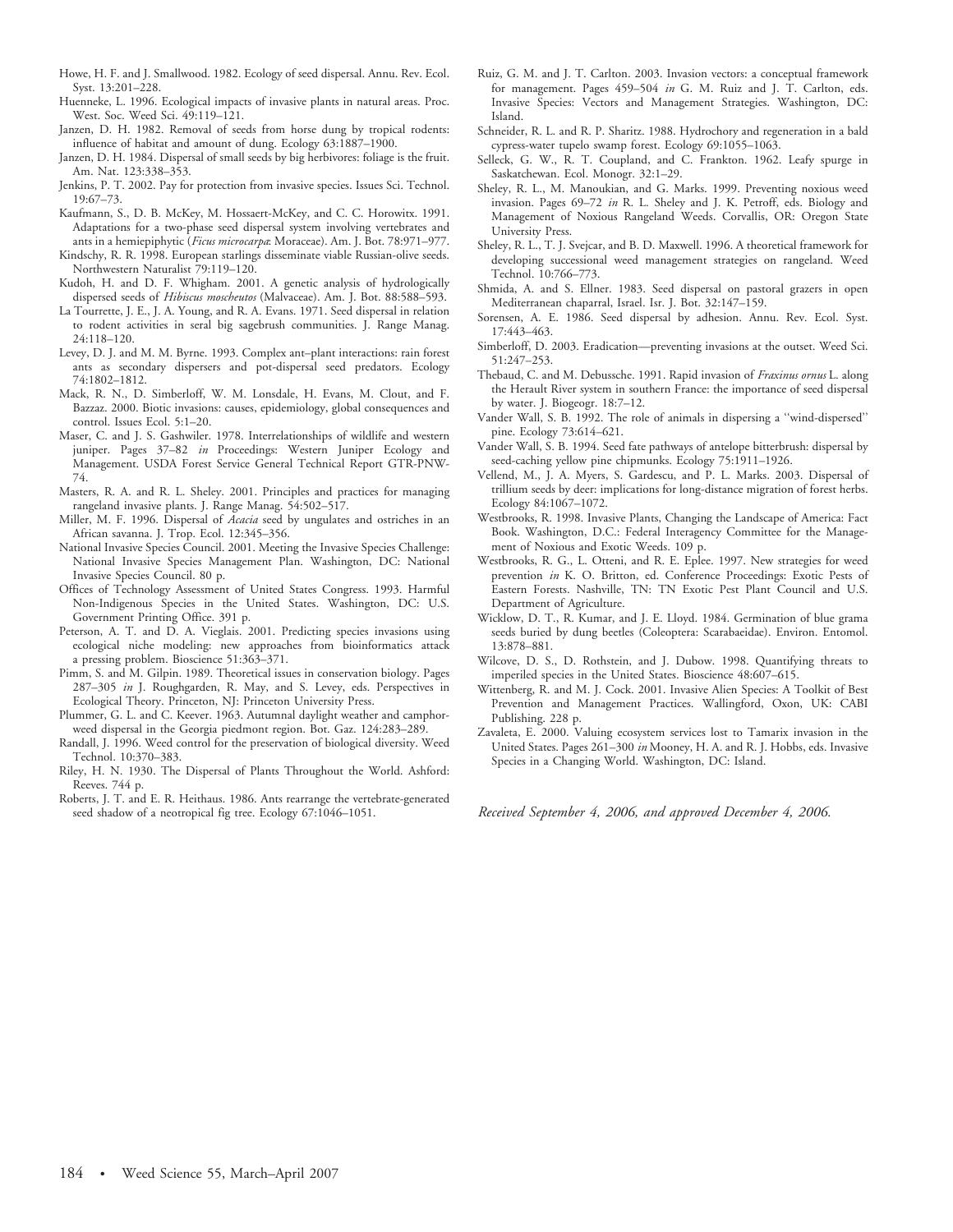Howe, H. F. and J. Smallwood. 1982. Ecology of seed dispersal. Annu. Rev. Ecol. Syst. 13:201–228.

Huenneke, L. 1996. Ecological impacts of invasive plants in natural areas. Proc. West. Soc. Weed Sci. 49:119–121.

Janzen, D. H. 1982. Removal of seeds from horse dung by tropical rodents: influence of habitat and amount of dung. Ecology 63:1887–1900.

Janzen, D. H. 1984. Dispersal of small seeds by big herbivores: foliage is the fruit. Am. Nat. 123:338–353.

Jenkins, P. T. 2002. Pay for protection from invasive species. Issues Sci. Technol. 19:67–73.

Kaufmann, S., D. B. McKey, M. Hossaert-McKey, and C. C. Horowitx. 1991. Adaptations for a two-phase seed dispersal system involving vertebrates and ants in a hemiepiphytic (*Ficus microcarpa*: Moraceae). Am. J. Bot. 78:971–977.

Kindschy, R. R. 1998. European starlings disseminate viable Russian-olive seeds. Northwestern Naturalist 79:119–120.

Kudoh, H. and D. F. Whigham. 2001. A genetic analysis of hydrologically dispersed seeds of *Hibiscus moscheutos* (Malvaceae). Am. J. Bot. 88:588–593.

La Tourrette, J. E., J. A. Young, and R. A. Evans. 1971. Seed dispersal in relation to rodent activities in seral big sagebrush communities. J. Range Manag. 24:118–120.

Levey, D. J. and M. M. Byrne. 1993. Complex ant–plant interactions: rain forest ants as secondary dispersers and pot-dispersal seed predators. Ecology 74:1802–1812.

Mack, R. N., D. Simberloff, W. M. Lonsdale, H. Evans, M. Clout, and F. Bazzaz. 2000. Biotic invasions: causes, epidemiology, global consequences and control. Issues Ecol. 5:1–20.

Maser, C. and J. S. Gashwiler. 1978. Interrelationships of wildlife and western juniper. Pages 37–82 *in* Proceedings: Western Juniper Ecology and Management. USDA Forest Service General Technical Report GTR-PNW-74.

Masters, R. A. and R. L. Sheley. 2001. Principles and practices for managing rangeland invasive plants. J. Range Manag. 54:502–517.

Miller, M. F. 1996. Dispersal of *Acacia* seed by ungulates and ostriches in an African savanna. J. Trop. Ecol. 12:345–356.

National Invasive Species Council. 2001. Meeting the Invasive Species Challenge: National Invasive Species Management Plan. Washington, DC: National Invasive Species Council. 80 p.

Offices of Technology Assessment of United States Congress. 1993. Harmful Non-Indigenous Species in the United States. Washington, DC: U.S. Government Printing Office. 391 p.

Peterson, A. T. and D. A. Vieglais. 2001. Predicting species invasions using ecological niche modeling: new approaches from bioinformatics attack a pressing problem. Bioscience 51:363–371.

Pimm, S. and M. Gilpin. 1989. Theoretical issues in conservation biology. Pages 287–305 *in* J. Roughgarden, R. May, and S. Levey, eds. Perspectives in Ecological Theory. Princeton, NJ: Princeton University Press.

Plummer, G. L. and C. Keever. 1963. Autumnal daylight weather and camphorweed dispersal in the Georgia piedmont region. Bot. Gaz. 124:283–289.

Randall, J. 1996. Weed control for the preservation of biological diversity. Weed Technol. 10:370–383.

Riley, H. N. 1930. The Dispersal of Plants Throughout the World. Ashford: Reeves. 744 p.

Roberts, J. T. and E. R. Heithaus. 1986. Ants rearrange the vertebrate-generated seed shadow of a neotropical fig tree. Ecology 67:1046–1051.

Ruiz, G. M. and J. T. Carlton. 2003. Invasion vectors: a conceptual framework for management. Pages 459–504 *in* G. M. Ruiz and J. T. Carlton, eds. Invasive Species: Vectors and Management Strategies. Washington, DC: Island.

Schneider, R. L. and R. P. Sharitz. 1988. Hydrochory and regeneration in a bald cypress-water tupelo swamp forest. Ecology 69:1055–1063.

Selleck, G. W., R. T. Coupland, and C. Frankton. 1962. Leafy spurge in Saskatchewan. Ecol. Monogr. 32:1–29.

Sheley, R. L., M. Manoukian, and G. Marks. 1999. Preventing noxious weed invasion. Pages 69–72 *in* R. L. Sheley and J. K. Petroff, eds. Biology and Management of Noxious Rangeland Weeds. Corvallis, OR: Oregon State University Press.

Sheley, R. L., T. J. Svejcar, and B. D. Maxwell. 1996. A theoretical framework for developing successional weed management strategies on rangeland. Weed Technol. 10:766–773.

Shmida, A. and S. Ellner. 1983. Seed dispersal on pastoral grazers in open Mediterranean chaparral, Israel. Isr. J. Bot. 32:147–159.

Sorensen, A. E. 1986. Seed dispersal by adhesion. Annu. Rev. Ecol. Syst. 17:443–463.

Simberloff, D. 2003. Eradication—preventing invasions at the outset. Weed Sci. 51:247–253.

Thebaud, C. and M. Debussche. 1991. Rapid invasion of *Fraxinus ornus* L. along the Herault River system in southern France: the importance of seed dispersal by water. J. Biogeogr. 18:7–12.

Vander Wall, S. B. 1992. The role of animals in dispersing a "wind-dispersed" pine. Ecology 73:614–621.

Vander Wall, S. B. 1994. Seed fate pathways of antelope bitterbrush: dispersal by seed-caching yellow pine chipmunks. Ecology 75:1911–1926.

Vellend, M., J. A. Myers, S. Gardescu, and P. L. Marks. 2003. Dispersal of trillium seeds by deer: implications for long-distance migration of forest herbs. Ecology 84:1067–1072.

Westbrooks, R. 1998. Invasive Plants, Changing the Landscape of America: Fact Book. Washington, D.C.: Federal Interagency Committee for the Management of Noxious and Exotic Weeds. 109 p.

Westbrooks, R. G., L. Otteni, and R. E. Eplee. 1997. New strategies for weed prevention *in* K. O. Britton, ed. Conference Proceedings: Exotic Pests of Eastern Forests. Nashville, TN: TN Exotic Pest Plant Council and U.S. Department of Agriculture.

Wicklow, D. T., R. Kumar, and J. E. Lloyd. 1984. Germination of blue grama seeds buried by dung beetles (Coleoptera: Scarabaeidae). Environ. Entomol. 13:878–881.

Wilcove, D. S., D. Rothstein, and J. Dubow. 1998. Quantifying threats to imperiled species in the United States. Bioscience 48:607–615.

Wittenberg, R. and M. J. Cock. 2001. Invasive Alien Species: A Toolkit of Best Prevention and Management Practices. Wallingford, Oxon, UK: CABI Publishing. 228 p.

Zavaleta, E. 2000. Valuing ecosystem services lost to Tamarix invasion in the United States. Pages 261–300 *in* Mooney, H. A. and R. J. Hobbs, eds. Invasive Species in a Changing World. Washington, DC: Island.

*Received September 4, 2006, and approved December 4, 2006.*